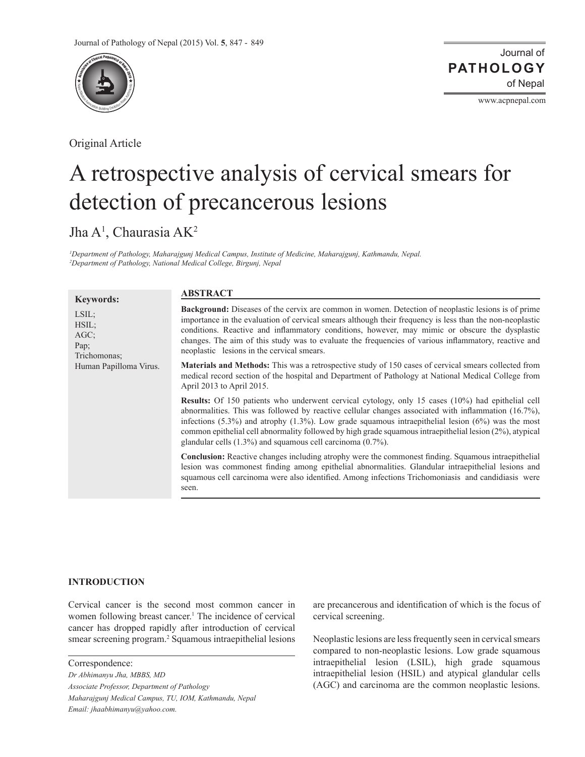Original Article

# A retrospective analysis of cervical smears for detection of precancerous lesions

Jha A[1], Chaurasia AK[2]

[1]*Department of Pathology, Maharajgunj Medical Campus, Institute of Medicine, Maharajgunj, Kathmandu, Nepal.*
[2]*Department of Pathology, National Medical College, Birgunj, Nepal*

**Keywords:**

LSIL;
HSIL;
AGC;
Pap;
Trichomonas;
Human Papilloma Virus.

## ABSTRACT

**Background:** Diseases of the cervix are common in women. Detection of neoplastic lesions is of prime importance in the evaluation of cervical smears although their frequency is less than the non-neoplastic conditions. Reactive and inflammatory conditions, however, may mimic or obscure the dysplastic changes. The aim of this study was to evaluate the frequencies of various inflammatory, reactive and neoplastic lesions in the cervical smears.

**Materials and Methods:** This was a retrospective study of 150 cases of cervical smears collected from medical record section of the hospital and Department of Pathology at National Medical College from April 2013 to April 2015.

**Results:** Of 150 patients who underwent cervical cytology, only 15 cases (10%) had epithelial cell abnormalities. This was followed by reactive cellular changes associated with inflammation (16.7%), infections (5.3%) and atrophy (1.3%). Low grade squamous intraepithelial lesion (6%) was the most common epithelial cell abnormality followed by high grade squamous intraepithelial lesion (2%), atypical glandular cells (1.3%) and squamous cell carcinoma (0.7%).

**Conclusion:** Reactive changes including atrophy were the commonest finding. Squamous intraepithelial lesion was commonest finding among epithelial abnormalities. Glandular intraepithelial lesions and squamous cell carcinoma were also identified. Among infections Trichomoniasis and candidiasis were seen.

## INTRODUCTION

Cervical cancer is the second most common cancer in women following breast cancer.[1] The incidence of cervical cancer has dropped rapidly after introduction of cervical smear screening program.[2] Squamous intraepithelial lesions are precancerous and identification of which is the focus of cervical screening.

Neoplastic lesions are less frequently seen in cervical smears compared to non-neoplastic lesions. Low grade squamous intraepithelial lesion (LSIL), high grade squamous intraepithelial lesion (HSIL) and atypical glandular cells (AGC) and carcinoma are the common neoplastic lesions.

Correspondence:
*Dr Abhimanyu Jha, MBBS, MD*
*Associate Professor, Department of Pathology*
*Maharajgunj Medical Campus, TU, IOM, Kathmandu, Nepal*
*Email: jhaabhimanyu@yahoo.com.*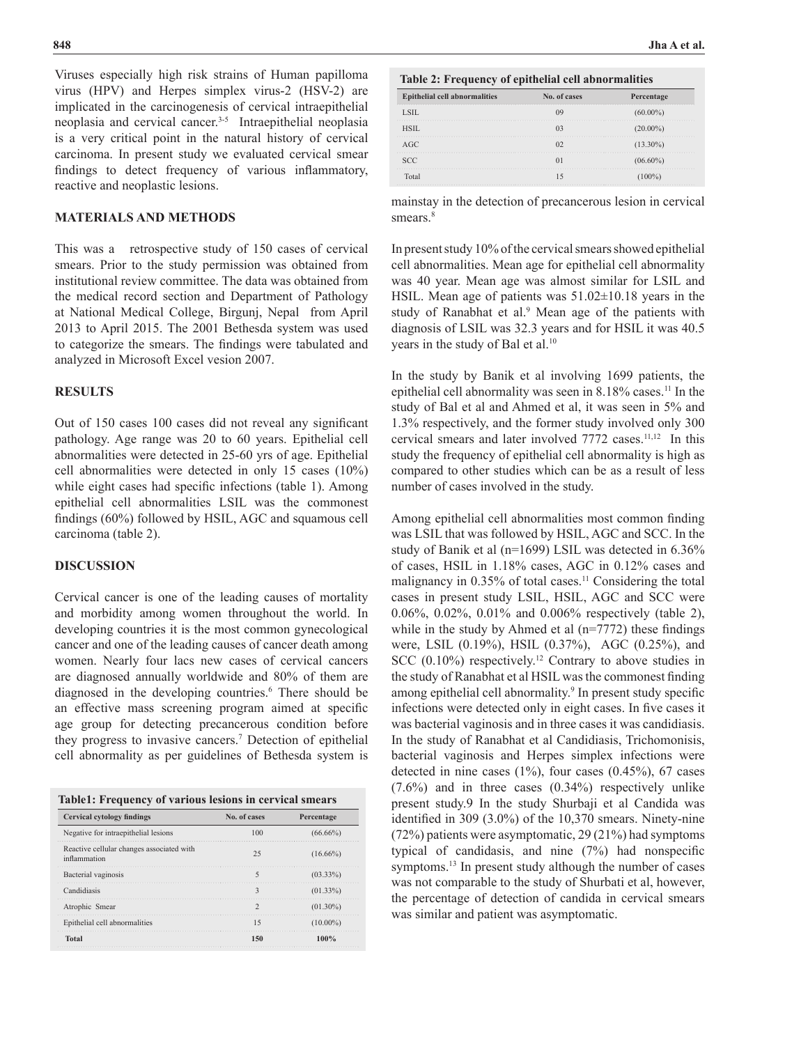Viruses especially high risk strains of Human papilloma virus (HPV) and Herpes simplex virus-2 (HSV-2) are implicated in the carcinogenesis of cervical intraepithelial neoplasia and cervical cancer.[3-5] Intraepithelial neoplasia is a very critical point in the natural history of cervical carcinoma. In present study we evaluated cervical smear findings to detect frequency of various inflammatory, reactive and neoplastic lesions.

## MATERIALS AND METHODS

This was a retrospective study of 150 cases of cervical smears. Prior to the study permission was obtained from institutional review committee. The data was obtained from the medical record section and Department of Pathology at National Medical College, Birgunj, Nepal from April 2013 to April 2015. The 2001 Bethesda system was used to categorize the smears. The findings were tabulated and analyzed in Microsoft Excel vesion 2007.

## RESULTS

Out of 150 cases 100 cases did not reveal any significant pathology. Age range was 20 to 60 years. Epithelial cell abnormalities were detected in 25-60 yrs of age. Epithelial cell abnormalities were detected in only 15 cases (10%) while eight cases had specific infections (table 1). Among epithelial cell abnormalities LSIL was the commonest findings (60%) followed by HSIL, AGC and squamous cell carcinoma (table 2).

## DISCUSSION

Cervical cancer is one of the leading causes of mortality and morbidity among women throughout the world. In developing countries it is the most common gynecological cancer and one of the leading causes of cancer death among women. Nearly four lacs new cases of cervical cancers are diagnosed annually worldwide and 80% of them are diagnosed in the developing countries.[6] There should be an effective mass screening program aimed at specific age group for detecting precancerous condition before they progress to invasive cancers.[7] Detection of epithelial cell abnormality as per guidelines of Bethesda system is

**Table1: Frequency of various lesions in cervical smears**

| Cervical cytology findings | No. of cases | Percentage |
|---|---|---|
| Negative for intraepithelial lesions | 100 | (66.66%) |
| Reactive cellular changes associated with inflammation | 25 | (16.66%) |
| Bacterial vaginosis | 5 | (03.33%) |
| Candidiasis | 3 | (01.33%) |
| Atrophic Smear | 2 | (01.30%) |
| Epithelial cell abnormalities | 15 | (10.00%) |
| **Total** | **150** | **100%** |

**Table 2: Frequency of epithelial cell abnormalities**

| Epithelial cell abnormalities | No. of cases | Percentage |
|---|---|---|
| LSIL | 09 | (60.00%) |
| HSIL | 03 | (20.00%) |
| AGC | 02 | (13.30%) |
| SCC | 01 | (06.60%) |
| Total | 15 | (100%) |

mainstay in the detection of precancerous lesion in cervical smears.[8]

In present study 10% of the cervical smears showed epithelial cell abnormalities. Mean age for epithelial cell abnormality was 40 year. Mean age was almost similar for LSIL and HSIL. Mean age of patients was 51.02±10.18 years in the study of Ranabhat et al.[9] Mean age of the patients with diagnosis of LSIL was 32.3 years and for HSIL it was 40.5 years in the study of Bal et al.[10]

In the study by Banik et al involving 1699 patients, the epithelial cell abnormality was seen in 8.18% cases.[11] In the study of Bal et al and Ahmed et al, it was seen in 5% and 1.3% respectively, and the former study involved only 300 cervical smears and later involved 7772 cases.[11,12] In this study the frequency of epithelial cell abnormality is high as compared to other studies which can be as a result of less number of cases involved in the study.

Among epithelial cell abnormalities most common finding was LSIL that was followed by HSIL, AGC and SCC. In the study of Banik et al (n=1699) LSIL was detected in 6.36% of cases, HSIL in 1.18% cases, AGC in 0.12% cases and malignancy in 0.35% of total cases.[11] Considering the total cases in present study LSIL, HSIL, AGC and SCC were 0.06%, 0.02%, 0.01% and 0.006% respectively (table 2), while in the study by Ahmed et al (n=7772) these findings were, LSIL (0.19%), HSIL (0.37%), AGC (0.25%), and SCC (0.10%) respectively.[12] Contrary to above studies in the study of Ranabhat et al HSIL was the commonest finding among epithelial cell abnormality.[9] In present study specific infections were detected only in eight cases. In five cases it was bacterial vaginosis and in three cases it was candidiasis. In the study of Ranabhat et al Candidiasis, Trichomonisis, bacterial vaginosis and Herpes simplex infections were detected in nine cases (1%), four cases (0.45%), 67 cases (7.6%) and in three cases (0.34%) respectively unlike present study.9 In the study Shurbaji et al Candida was identified in 309 (3.0%) of the 10,370 smears. Ninety-nine (72%) patients were asymptomatic, 29 (21%) had symptoms typical of candidasis, and nine (7%) had nonspecific symptoms.[13] In present study although the number of cases was not comparable to the study of Shurbati et al, however, the percentage of detection of candida in cervical smears was similar and patient was asymptomatic.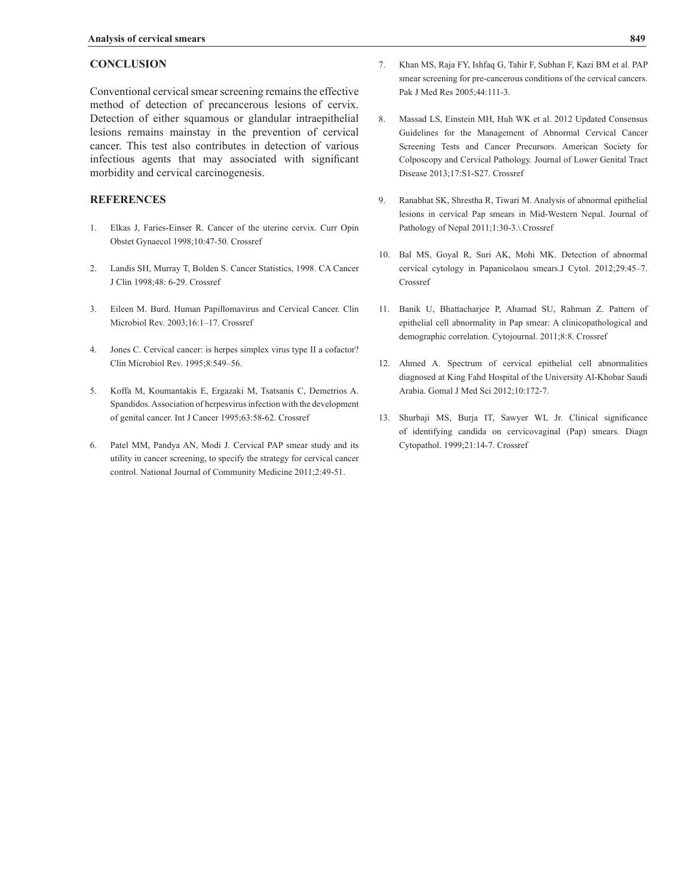## CONCLUSION

Conventional cervical smear screening remains the effective method of detection of precancerous lesions of cervix. Detection of either squamous or glandular intraepithelial lesions remains mainstay in the prevention of cervical cancer. This test also contributes in detection of various infectious agents that may associated with significant morbidity and cervical carcinogenesis.

## REFERENCES

1. Elkas J, Faries-Einser R. Cancer of the uterine cervix. Curr Opin Obstet Gynaecol 1998;10:47-50. Crossref

2. Landis SH, Murray T, Bolden S. Cancer Statistics, 1998. CA Cancer J Clin 1998;48: 6-29. Crossref

3. Eileen M. Burd. Human Papillomavirus and Cervical Cancer. Clin Microbiol Rev. 2003;16:1–17. Crossref

4. Jones C. Cervical cancer: is herpes simplex virus type II a cofactor? Clin Microbiol Rev. 1995;8:549–56.

5. Koffa M, Koumantakis E, Ergazaki M, Tsatsanis C, Demetrios A. Spandidos. Association of herpesvirus infection with the development of genital cancer. Int J Cancer 1995;63:58-62. Crossref

6. Patel MM, Pandya AN, Modi J. Cervical PAP smear study and its utility in cancer screening, to specify the strategy for cervical cancer control. National Journal of Community Medicine 2011;2:49-51.

7. Khan MS, Raja FY, Ishfaq G, Tahir F, Subhan F, Kazi BM et al. PAP smear screening for pre-cancerous conditions of the cervical cancers. Pak J Med Res 2005;44:111-3.

8. Massad LS, Einstein MH, Huh WK et al. 2012 Updated Consensus Guidelines for the Management of Abnormal Cervical Cancer Screening Tests and Cancer Precursors. American Society for Colposcopy and Cervical Pathology. Journal of Lower Genital Tract Disease 2013;17:S1-S27. Crossref

9. Ranabhat SK, Shrestha R, Tiwari M. Analysis of abnormal epithelial lesions in cervical Pap smears in Mid-Western Nepal. Journal of Pathology of Nepal 2011;1:30-3.\ Crossref

10. Bal MS, Goyal R, Suri AK, Mohi MK. Detection of abnormal cervical cytology in Papanicolaou smears.J Cytol. 2012;29:45–7. Crossref

11. Banik U, Bhattacharjee P, Ahamad SU, Rahman Z. Pattern of epithelial cell abnormality in Pap smear: A clinicopathological and demographic correlation. Cytojournal. 2011;8:8. Crossref

12. Ahmed A. Spectrum of cervical epithelial cell abnormalities diagnosed at King Fahd Hospital of the University Al-Khobar Saudi Arabia. Gomal J Med Sci 2012;10:172-7.

13. Shurbaji MS, Burja IT, Sawyer WL Jr. Clinical significance of identifying candida on cervicovaginal (Pap) smears. Diagn Cytopathol. 1999;21:14-7. Crossref